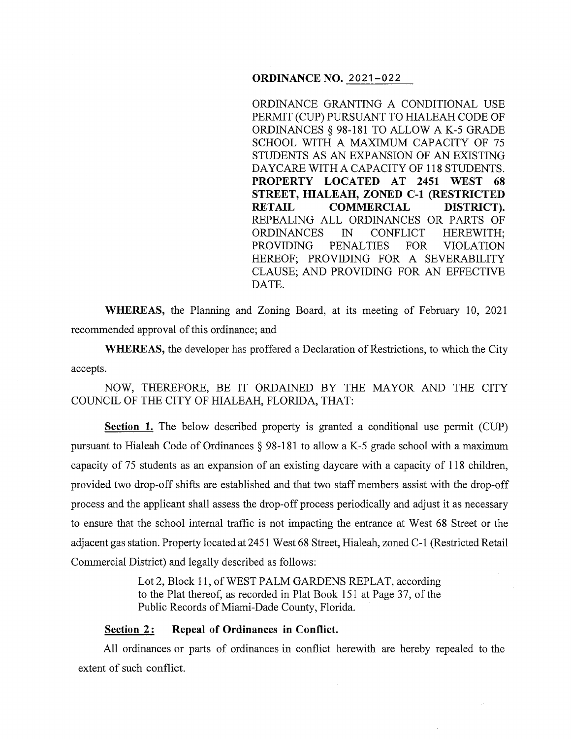**ORDINANCE NO. 2021-022**

ORDINANCE GRANTING A CONDITIONAL USE PERMIT (CUP) PURSUANT TO HIALEAH CODE OF ORDINANCES § 98-181 TO ALLOW A K-5 GRADE SCHOOL WITH A MAXIMUM CAPACITY OF 75 STUDENTS AS AN EXPANSION OF AN EXISTING DAYCARE WITH A CAPACITY OF 118 STUDENTS. **PROPERTY LOCATED AT 2451 WEST 68 STREET, HIALEAH, ZONED C-1 (RESTRICTED RETAIL COMMERCIAL DISTRICT).** REPEALING ALL ORDINANCES OR PARTS OF ORDINANCES IN CONFLICT HEREWITH; PROVIDING PENALTIES FOR VIOLATION HEREOF; PROVIDING FOR A SEVERABILITY CLAUSE; AND PROVIDING FOR AN EFFECTIVE DATE.

**WHEREAS,** the Planning and Zoning Board, at its meeting of February 10, 2021 recommended approval of this ordinance; and

**WHEREAS,** the developer has proffered a Declaration of Restrictions, to which the City accepts.

NOW, THEREFORE, BE IT ORDAINED BY THE MAYOR AND THE CITY COUNCIL OF THE CITY OF HIALEAH, FLORIDA, THAT:

**Section 1.** The below described property is granted a conditional use permit (CUP) pursuant to Hialeah Code of Ordinances § 98-181 to allow a K-5 grade school with a maximum capacity of 75 students as an expansion of an existing daycare with a capacity of 118 children, provided two drop-off shifts are established and that two staff members assist with the drop-off process and the applicant shall assess the drop-off process periodically and adjust it as necessary to ensure that the school internal traffic is not impacting the entrance at West 68 Street or the adjacent gas station. Property located at 2451 West 68 Street, Hialeah, zoned C-1 (Restricted Retail Commercial District) and legally described as follows:

> Lot 2, Block 11, of WEST PALM GARDENS REPLAT, according to the Plat thereof, as recorded in Plat Book 151 at Page 37, of the Public Records of Miami-Dade County, Florida.

**Section 2: Repeal of Ordinances in Conflict.**

All ordinances or parts of ordinances in conflict herewith are hereby repealed to the extent of such conflict.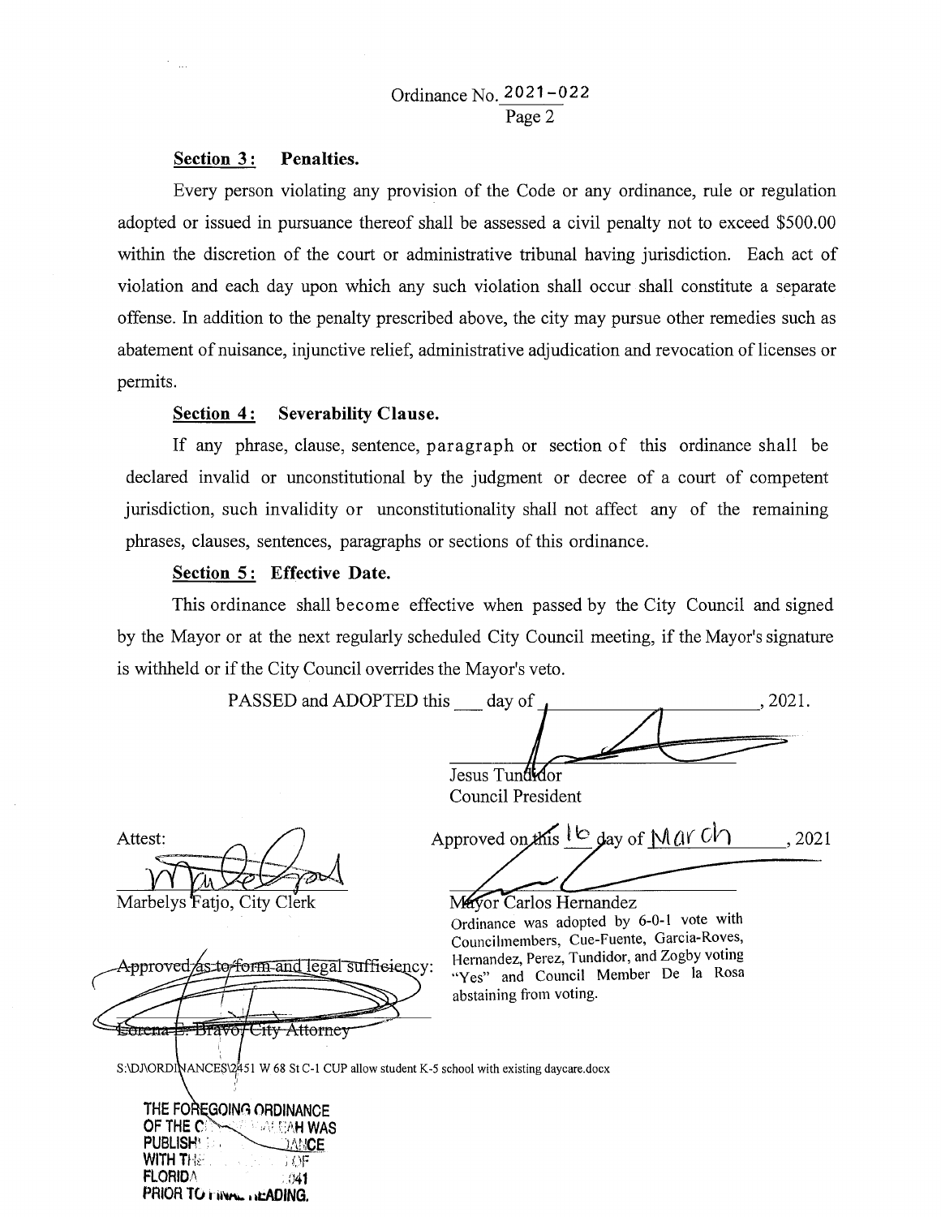## Section 3: Penalties.

Every person violating any provision of the Code or any ordinance, rule or regulation adopted or issued in pursuance thereof shall be assessed a civil penalty not to exceed $500.00 within the discretion of the court or administrative tribunal having jurisdiction. Each act of violation and each day upon which any such violation shall occur shall constitute a separate offense. In addition to the penalty prescribed above, the city may pursue other remedies such as abatement of nuisance, injunctive relief, administrative adjudication and revocation of licenses or permits.

## Section 4: Severability Clause.

If any phrase, clause, sentence, paragraph or section of this ordinance shall be declared invalid or unconstitutional by the judgment or decree of a court of competent jurisdiction, such invalidity or unconstitutionality shall not affect any of the remaining phrases, clauses, sentences, paragraphs or sections of this ordinance.

## Section 5: Effective Date.

This ordinance shall become effective when passed by the City Council and signed by the Mayor or at the next regularly scheduled City Council meeting, if the Mayor's signature is withheld or if the City Council overrides the Mayor's veto.

PASSED and ADOPTED this ___ day of ______________, 2021.

Jesus Tundidor
Council President

Attest:

Marbelys Fatjo, City Clerk

Approved on this 16 day of March, 2021

Mayor Carlos Hernandez

Ordinance was adopted by 6-0-1 vote with Councilmembers, Cue-Fuente, Garcia-Roves, Hernandez, Perez, Tundidor, and Zogby voting "Yes" and Council Member De la Rosa abstaining from voting.

Approved as to form and legal sufficiency:

Lorena E. Bravo, City Attorney

S:\DJ\ORDINANCES\2451 W 68 St C-1 CUP allow student K-5 school with existing daycare.docx

THE FOREGOING ORDINANCE OF THE CITY OF HIALEAH WAS PUBLISHED IN ACCORDANCE WITH THE PROVISIONS OF FLORIDA STATUTE 166.041 PRIOR TO FINAL READING.